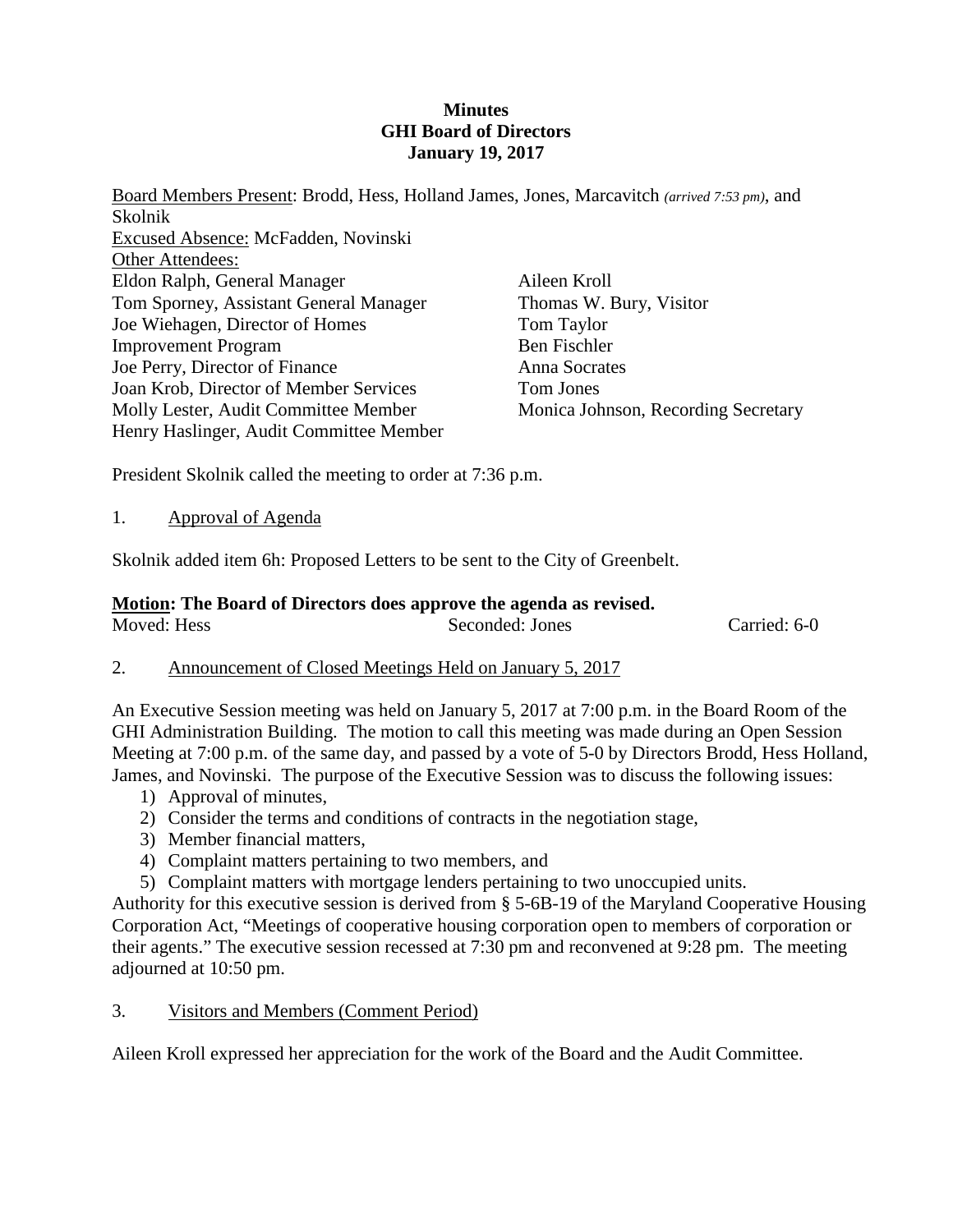**Minutes**
**GHI Board of Directors**
**January 19, 2017**

Board Members Present: Brodd, Hess, Holland James, Jones, Marcavitch *(arrived 7:53 pm)*, and Skolnik
Excused Absence: McFadden, Novinski
Other Attendees:

| | |
|---|---|
| Eldon Ralph, General Manager | Aileen Kroll |
| Tom Sporney, Assistant General Manager | Thomas W. Bury, Visitor |
| Joe Wiehagen, Director of Homes Improvement Program | Tom Taylor |
| Joe Perry, Director of Finance | Ben Fischler |
| Joan Krob, Director of Member Services | Anna Socrates |
| Molly Lester, Audit Committee Member | Tom Jones |
| Henry Haslinger, Audit Committee Member | Monica Johnson, Recording Secretary |

President Skolnik called the meeting to order at 7:36 p.m.

1. Approval of Agenda

Skolnik added item 6h: Proposed Letters to be sent to the City of Greenbelt.

**Motion: The Board of Directors does approve the agenda as revised.**
Moved: Hess Seconded: Jones Carried: 6-0

2. Announcement of Closed Meetings Held on January 5, 2017

An Executive Session meeting was held on January 5, 2017 at 7:00 p.m. in the Board Room of the GHI Administration Building. The motion to call this meeting was made during an Open Session Meeting at 7:00 p.m. of the same day, and passed by a vote of 5-0 by Directors Brodd, Hess Holland, James, and Novinski. The purpose of the Executive Session was to discuss the following issues:

1) Approval of minutes,
2) Consider the terms and conditions of contracts in the negotiation stage,
3) Member financial matters,
4) Complaint matters pertaining to two members, and
5) Complaint matters with mortgage lenders pertaining to two unoccupied units.

Authority for this executive session is derived from § 5-6B-19 of the Maryland Cooperative Housing Corporation Act, "Meetings of cooperative housing corporation open to members of corporation or their agents." The executive session recessed at 7:30 pm and reconvened at 9:28 pm. The meeting adjourned at 10:50 pm.

3. Visitors and Members (Comment Period)

Aileen Kroll expressed her appreciation for the work of the Board and the Audit Committee.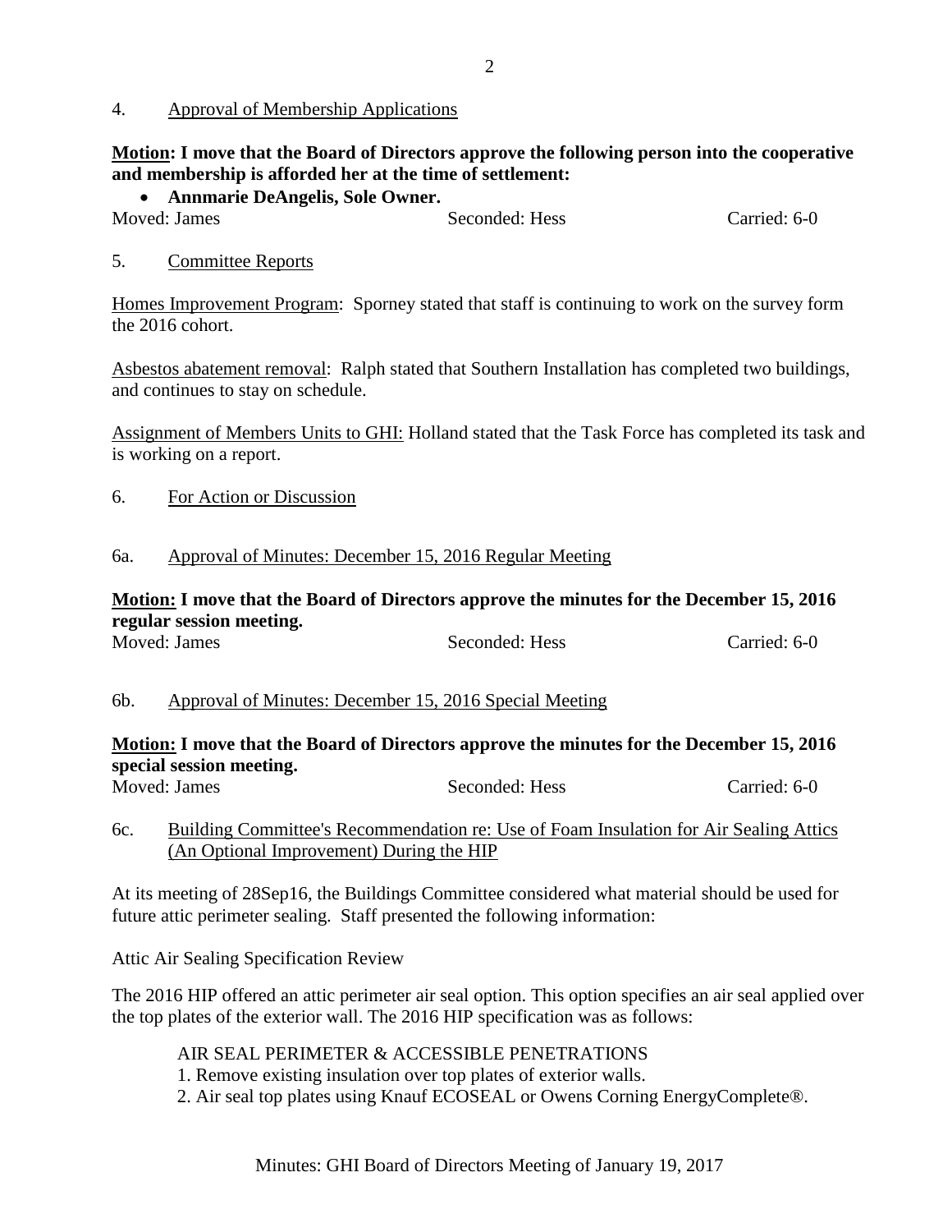4. Approval of Membership Applications

**Motion: I move that the Board of Directors approve the following person into the cooperative and membership is afforded her at the time of settlement:**

- **Annmarie DeAngelis, Sole Owner.**

Moved: James Seconded: Hess Carried: 6-0

5. Committee Reports

Homes Improvement Program: Sporney stated that staff is continuing to work on the survey form the 2016 cohort.

Asbestos abatement removal: Ralph stated that Southern Installation has completed two buildings, and continues to stay on schedule.

Assignment of Members Units to GHI: Holland stated that the Task Force has completed its task and is working on a report.

6. For Action or Discussion

6a. Approval of Minutes: December 15, 2016 Regular Meeting

**Motion: I move that the Board of Directors approve the minutes for the December 15, 2016 regular session meeting.**

Moved: James Seconded: Hess Carried: 6-0

6b. Approval of Minutes: December 15, 2016 Special Meeting

**Motion: I move that the Board of Directors approve the minutes for the December 15, 2016 special session meeting.**

Moved: James Seconded: Hess Carried: 6-0

6c. Building Committee's Recommendation re: Use of Foam Insulation for Air Sealing Attics (An Optional Improvement) During the HIP

At its meeting of 28Sep16, the Buildings Committee considered what material should be used for future attic perimeter sealing. Staff presented the following information:

Attic Air Sealing Specification Review

The 2016 HIP offered an attic perimeter air seal option. This option specifies an air seal applied over the top plates of the exterior wall. The 2016 HIP specification was as follows:

AIR SEAL PERIMETER & ACCESSIBLE PENETRATIONS
1. Remove existing insulation over top plates of exterior walls.
2. Air seal top plates using Knauf ECOSEAL or Owens Corning EnergyComplete®.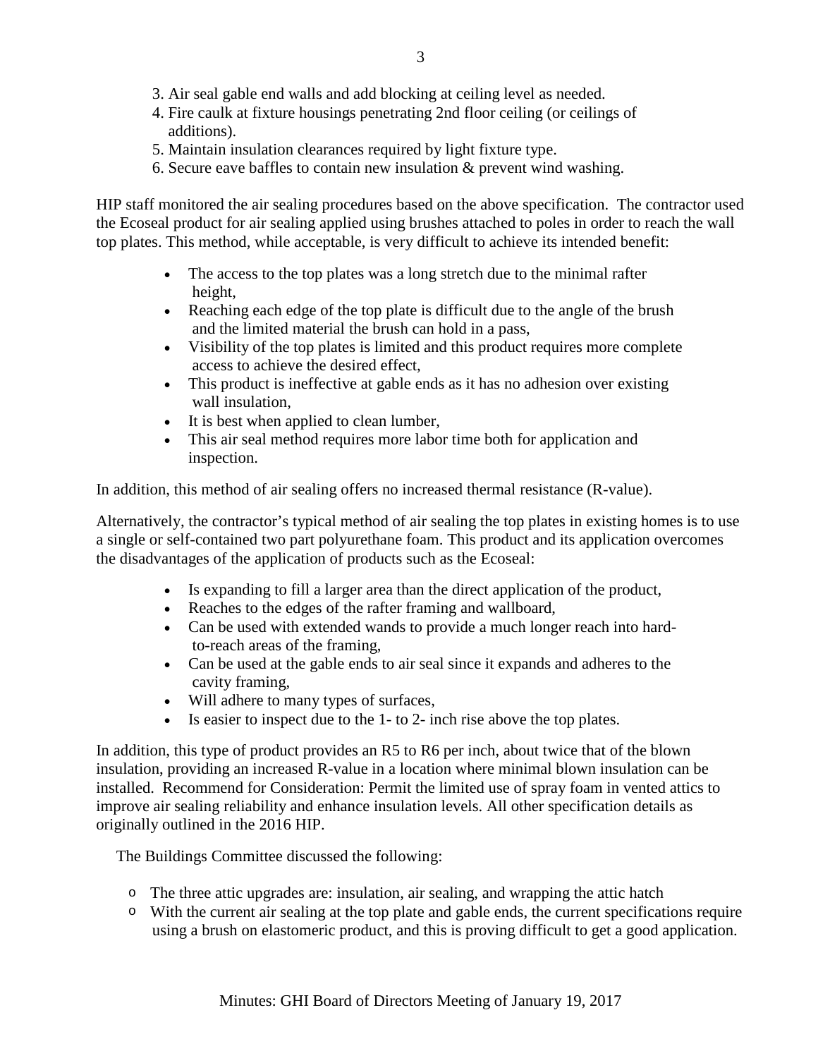3. Air seal gable end walls and add blocking at ceiling level as needed.
4. Fire caulk at fixture housings penetrating 2nd floor ceiling (or ceilings of additions).
5. Maintain insulation clearances required by light fixture type.
6. Secure eave baffles to contain new insulation & prevent wind washing.

HIP staff monitored the air sealing procedures based on the above specification. The contractor used the Ecoseal product for air sealing applied using brushes attached to poles in order to reach the wall top plates. This method, while acceptable, is very difficult to achieve its intended benefit:

- The access to the top plates was a long stretch due to the minimal rafter height,
- Reaching each edge of the top plate is difficult due to the angle of the brush and the limited material the brush can hold in a pass,
- Visibility of the top plates is limited and this product requires more complete access to achieve the desired effect,
- This product is ineffective at gable ends as it has no adhesion over existing wall insulation,
- It is best when applied to clean lumber,
- This air seal method requires more labor time both for application and inspection.

In addition, this method of air sealing offers no increased thermal resistance (R-value).

Alternatively, the contractor's typical method of air sealing the top plates in existing homes is to use a single or self-contained two part polyurethane foam. This product and its application overcomes the disadvantages of the application of products such as the Ecoseal:

- Is expanding to fill a larger area than the direct application of the product,
- Reaches to the edges of the rafter framing and wallboard,
- Can be used with extended wands to provide a much longer reach into hard-to-reach areas of the framing,
- Can be used at the gable ends to air seal since it expands and adheres to the cavity framing,
- Will adhere to many types of surfaces,
- Is easier to inspect due to the 1- to 2- inch rise above the top plates.

In addition, this type of product provides an R5 to R6 per inch, about twice that of the blown insulation, providing an increased R-value in a location where minimal blown insulation can be installed. Recommend for Consideration: Permit the limited use of spray foam in vented attics to improve air sealing reliability and enhance insulation levels. All other specification details as originally outlined in the 2016 HIP.

The Buildings Committee discussed the following:

- The three attic upgrades are: insulation, air sealing, and wrapping the attic hatch
- With the current air sealing at the top plate and gable ends, the current specifications require using a brush on elastomeric product, and this is proving difficult to get a good application.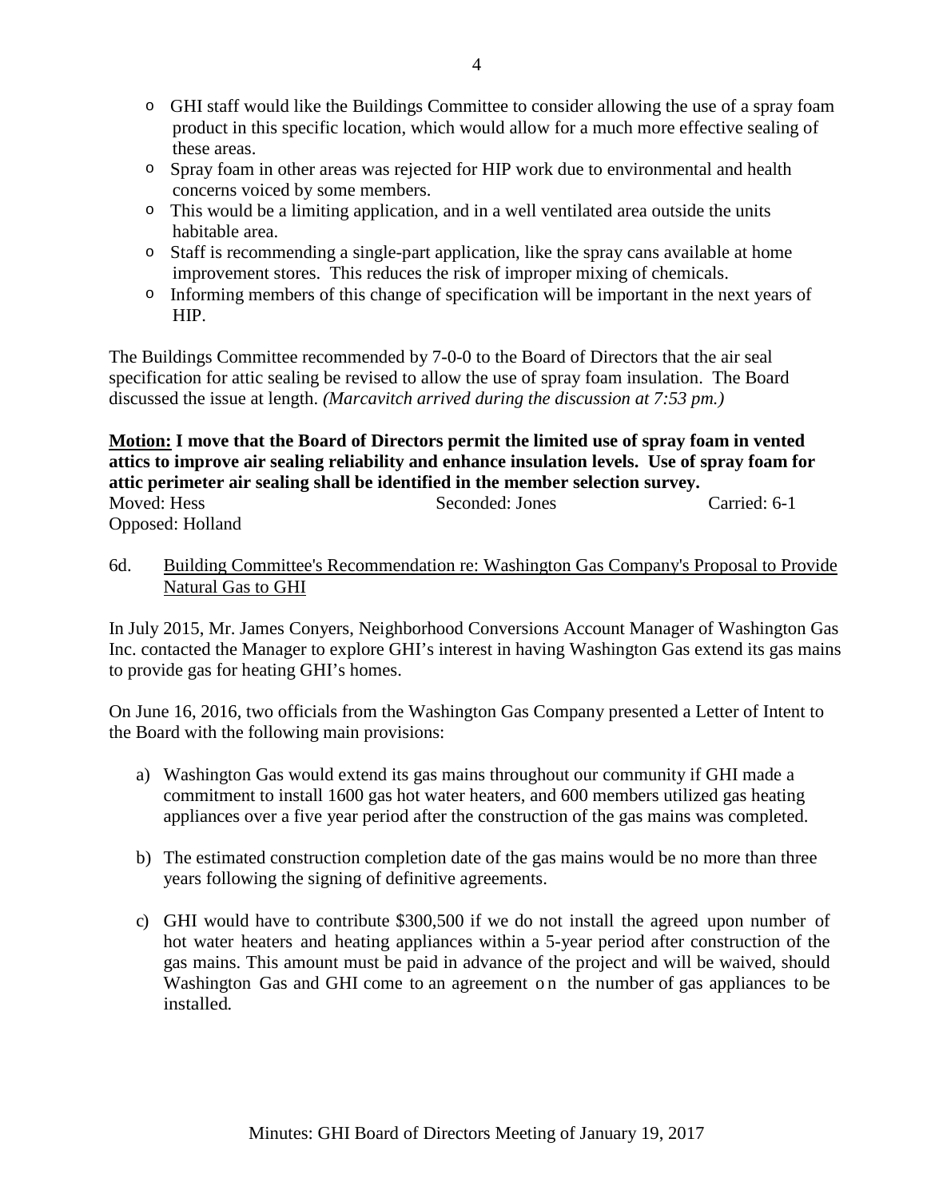- GHI staff would like the Buildings Committee to consider allowing the use of a spray foam product in this specific location, which would allow for a much more effective sealing of these areas.
- Spray foam in other areas was rejected for HIP work due to environmental and health concerns voiced by some members.
- This would be a limiting application, and in a well ventilated area outside the units habitable area.
- Staff is recommending a single-part application, like the spray cans available at home improvement stores. This reduces the risk of improper mixing of chemicals.
- Informing members of this change of specification will be important in the next years of HIP.

The Buildings Committee recommended by 7-0-0 to the Board of Directors that the air seal specification for attic sealing be revised to allow the use of spray foam insulation. The Board discussed the issue at length. *(Marcavitch arrived during the discussion at 7:53 pm.)*

**Motion: I move that the Board of Directors permit the limited use of spray foam in vented attics to improve air sealing reliability and enhance insulation levels. Use of spray foam for attic perimeter air sealing shall be identified in the member selection survey.**

Moved: Hess Seconded: Jones Carried: 6-1
Opposed: Holland

6d. Building Committee's Recommendation re: Washington Gas Company's Proposal to Provide Natural Gas to GHI

In July 2015, Mr. James Conyers, Neighborhood Conversions Account Manager of Washington Gas Inc. contacted the Manager to explore GHI's interest in having Washington Gas extend its gas mains to provide gas for heating GHI's homes.

On June 16, 2016, two officials from the Washington Gas Company presented a Letter of Intent to the Board with the following main provisions:

a) Washington Gas would extend its gas mains throughout our community if GHI made a commitment to install 1600 gas hot water heaters, and 600 members utilized gas heating appliances over a five year period after the construction of the gas mains was completed.

b) The estimated construction completion date of the gas mains would be no more than three years following the signing of definitive agreements.

c) GHI would have to contribute $300,500 if we do not install the agreed upon number of hot water heaters and heating appliances within a 5-year period after construction of the gas mains. This amount must be paid in advance of the project and will be waived, should Washington Gas and GHI come to an agreement on the number of gas appliances to be installed.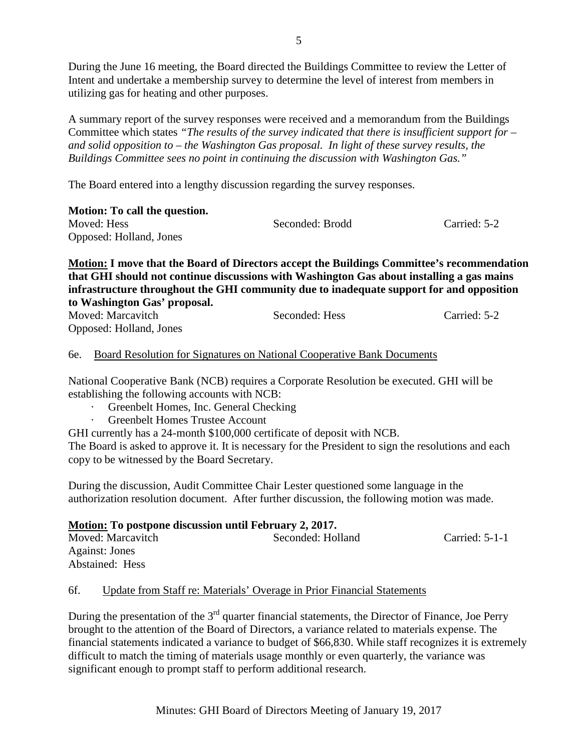During the June 16 meeting, the Board directed the Buildings Committee to review the Letter of Intent and undertake a membership survey to determine the level of interest from members in utilizing gas for heating and other purposes.

A summary report of the survey responses were received and a memorandum from the Buildings Committee which states *"The results of the survey indicated that there is insufficient support for – and solid opposition to – the Washington Gas proposal. In light of these survey results, the Buildings Committee sees no point in continuing the discussion with Washington Gas."*

The Board entered into a lengthy discussion regarding the survey responses.

**Motion: To call the question.**
Moved: Hess Seconded: Brodd Carried: 5-2
Opposed: Holland, Jones

**<u>Motion:</u> I move that the Board of Directors accept the Buildings Committee's recommendation that GHI should not continue discussions with Washington Gas about installing a gas mains infrastructure throughout the GHI community due to inadequate support for and opposition to Washington Gas' proposal.**
Moved: Marcavitch Seconded: Hess Carried: 5-2
Opposed: Holland, Jones

6e. <u>Board Resolution for Signatures on National Cooperative Bank Documents</u>

National Cooperative Bank (NCB) requires a Corporate Resolution be executed. GHI will be establishing the following accounts with NCB:

- Greenbelt Homes, Inc. General Checking
- Greenbelt Homes Trustee Account

GHI currently has a 24-month $100,000 certificate of deposit with NCB.
The Board is asked to approve it. It is necessary for the President to sign the resolutions and each copy to be witnessed by the Board Secretary.

During the discussion, Audit Committee Chair Lester questioned some language in the authorization resolution document. After further discussion, the following motion was made.

**<u>Motion:</u> To postpone discussion until February 2, 2017.**
Moved: Marcavitch Seconded: Holland Carried: 5-1-1
Against: Jones
Abstained: Hess

6f. <u>Update from Staff re: Materials' Overage in Prior Financial Statements</u>

During the presentation of the 3rd quarter financial statements, the Director of Finance, Joe Perry brought to the attention of the Board of Directors, a variance related to materials expense. The financial statements indicated a variance to budget of $66,830. While staff recognizes it is extremely difficult to match the timing of materials usage monthly or even quarterly, the variance was significant enough to prompt staff to perform additional research.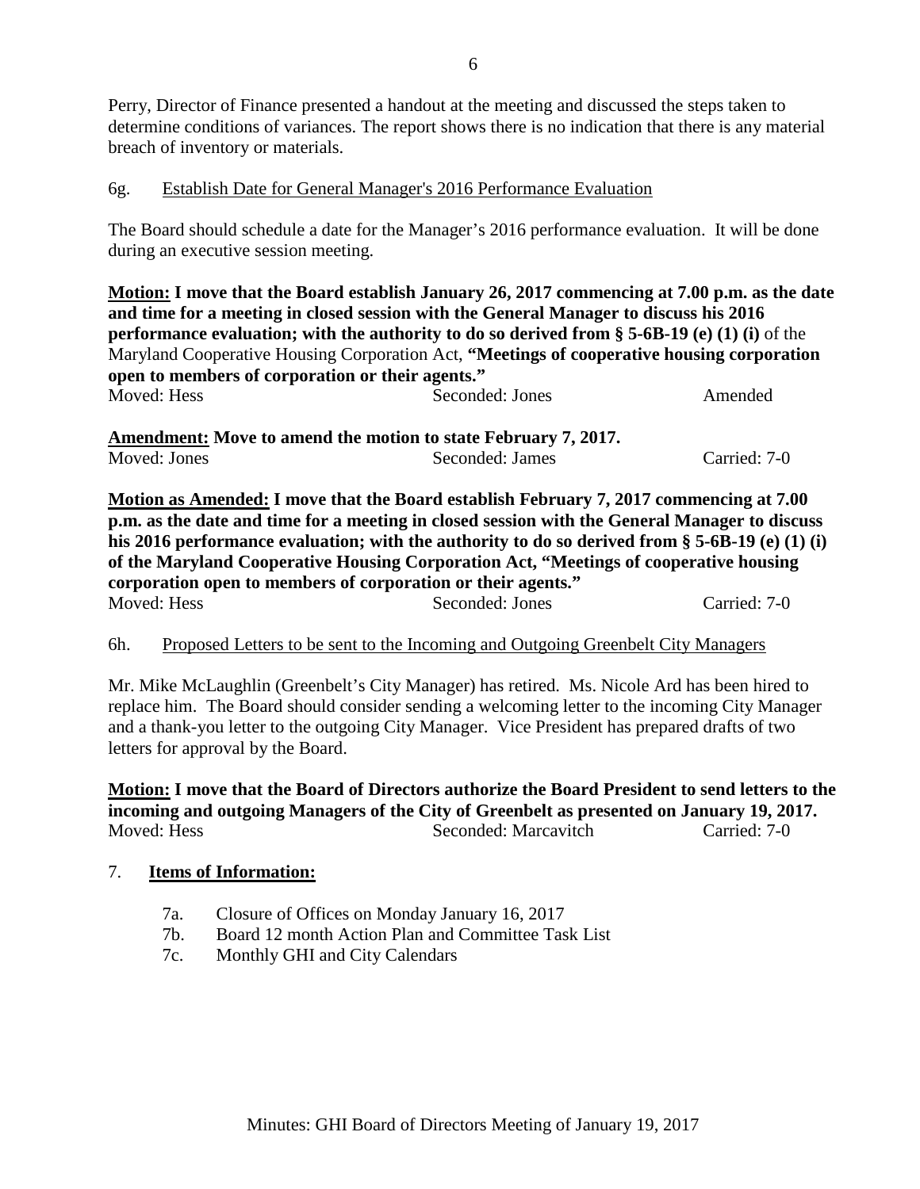Perry, Director of Finance presented a handout at the meeting and discussed the steps taken to determine conditions of variances. The report shows there is no indication that there is any material breach of inventory or materials.

6g. Establish Date for General Manager's 2016 Performance Evaluation

The Board should schedule a date for the Manager's 2016 performance evaluation. It will be done during an executive session meeting.

**Motion: I move that the Board establish January 26, 2017 commencing at 7.00 p.m. as the date and time for a meeting in closed session with the General Manager to discuss his 2016 performance evaluation; with the authority to do so derived from § 5-6B-19 (e) (1) (i)** of the Maryland Cooperative Housing Corporation Act, **"Meetings of cooperative housing corporation open to members of corporation or their agents."**

Moved: Hess | Seconded: Jones | Amended

**Amendment: Move to amend the motion to state February 7, 2017.**

Moved: Jones | Seconded: James | Carried: 7-0

**Motion as Amended: I move that the Board establish February 7, 2017 commencing at 7.00 p.m. as the date and time for a meeting in closed session with the General Manager to discuss his 2016 performance evaluation; with the authority to do so derived from § 5-6B-19 (e) (1) (i) of the Maryland Cooperative Housing Corporation Act, "Meetings of cooperative housing corporation open to members of corporation or their agents."**

Moved: Hess | Seconded: Jones | Carried: 7-0

6h. Proposed Letters to be sent to the Incoming and Outgoing Greenbelt City Managers

Mr. Mike McLaughlin (Greenbelt's City Manager) has retired. Ms. Nicole Ard has been hired to replace him. The Board should consider sending a welcoming letter to the incoming City Manager and a thank-you letter to the outgoing City Manager. Vice President has prepared drafts of two letters for approval by the Board.

**Motion: I move that the Board of Directors authorize the Board President to send letters to the incoming and outgoing Managers of the City of Greenbelt as presented on January 19, 2017.**

Moved: Hess | Seconded: Marcavitch | Carried: 7-0

7. **Items of Information:**

   7a. Closure of Offices on Monday January 16, 2017
   7b. Board 12 month Action Plan and Committee Task List
   7c. Monthly GHI and City Calendars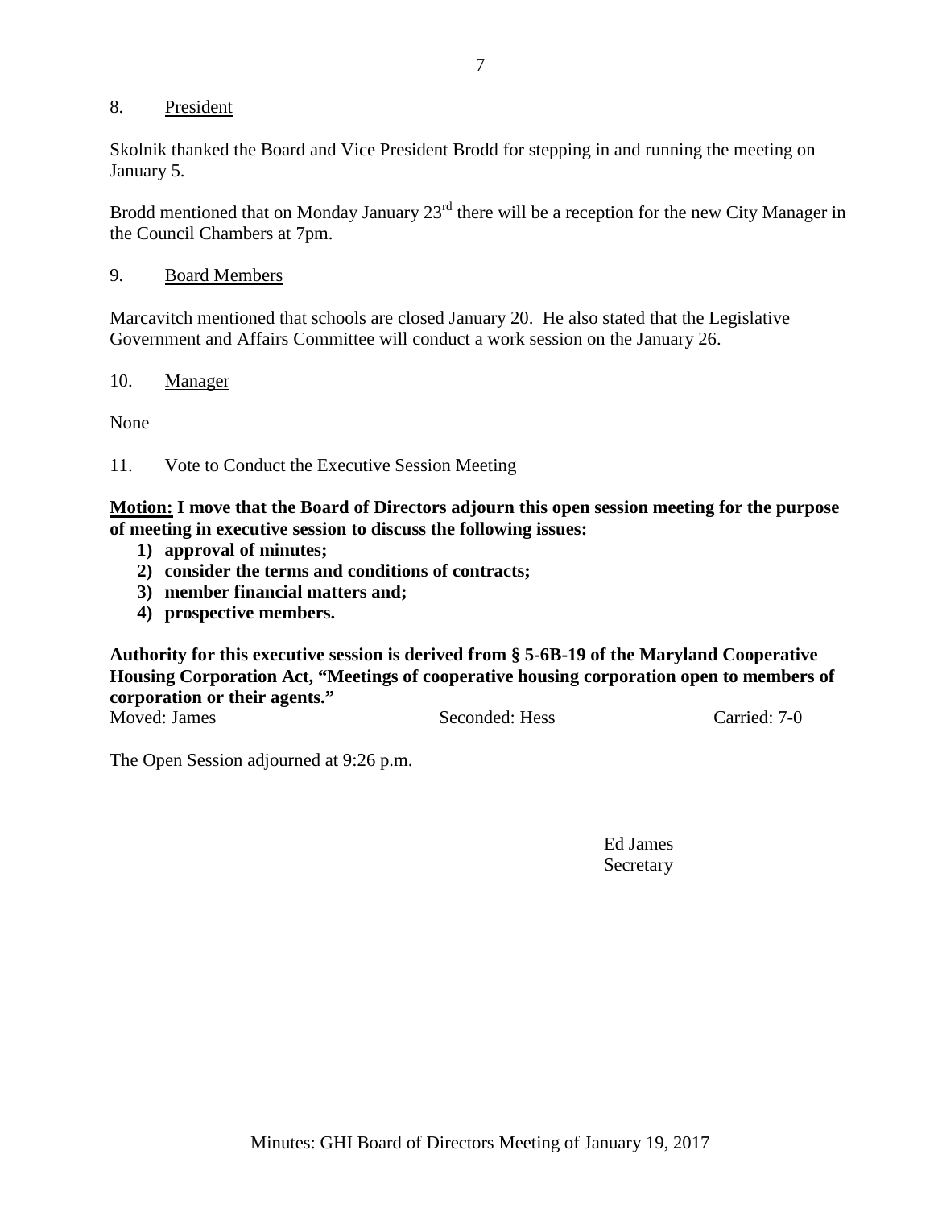8. <u>President</u>

Skolnik thanked the Board and Vice President Brodd for stepping in and running the meeting on January 5.

Brodd mentioned that on Monday January 23rd there will be a reception for the new City Manager in the Council Chambers at 7pm.

9. <u>Board Members</u>

Marcavitch mentioned that schools are closed January 20. He also stated that the Legislative Government and Affairs Committee will conduct a work session on the January 26.

10. <u>Manager</u>

None

11. <u>Vote to Conduct the Executive Session Meeting</u>

**<u>Motion:</u> I move that the Board of Directors adjourn this open session meeting for the purpose of meeting in executive session to discuss the following issues:**

1) **approval of minutes;**
2) **consider the terms and conditions of contracts;**
3) **member financial matters and;**
4) **prospective members.**

**Authority for this executive session is derived from § 5-6B-19 of the Maryland Cooperative Housing Corporation Act, "Meetings of cooperative housing corporation open to members of corporation or their agents."**

Moved: James    Seconded: Hess    Carried: 7-0

The Open Session adjourned at 9:26 p.m.

Ed James
Secretary

Minutes: GHI Board of Directors Meeting of January 19, 2017